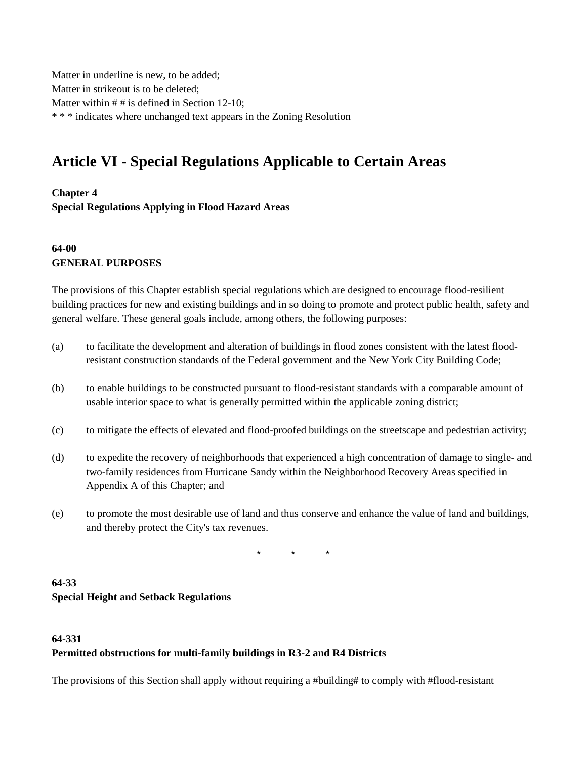Matter in <u>underline</u> is new, to be added;
Matter in ~~strikeout~~ is to be deleted;
Matter within # # is defined in Section 12-10;
* * * indicates where unchanged text appears in the Zoning Resolution

# Article VI - Special Regulations Applicable to Certain Areas

**Chapter 4**
**Special Regulations Applying in Flood Hazard Areas**

**64-00**
**GENERAL PURPOSES**

The provisions of this Chapter establish special regulations which are designed to encourage flood-resilient building practices for new and existing buildings and in so doing to promote and protect public health, safety and general welfare. These general goals include, among others, the following purposes:

(a) to facilitate the development and alteration of buildings in flood zones consistent with the latest flood-resistant construction standards of the Federal government and the New York City Building Code;

(b) to enable buildings to be constructed pursuant to flood-resistant standards with a comparable amount of usable interior space to what is generally permitted within the applicable zoning district;

(c) to mitigate the effects of elevated and flood-proofed buildings on the streetscape and pedestrian activity;

(d) to expedite the recovery of neighborhoods that experienced a high concentration of damage to single- and two-family residences from Hurricane Sandy within the Neighborhood Recovery Areas specified in Appendix A of this Chapter; and

(e) to promote the most desirable use of land and thus conserve and enhance the value of land and buildings, and thereby protect the City's tax revenues.

\* \* \*

**64-33**
**Special Height and Setback Regulations**

**64-331**
**Permitted obstructions for multi-family buildings in R3-2 and R4 Districts**

The provisions of this Section shall apply without requiring a #building# to comply with #flood-resistant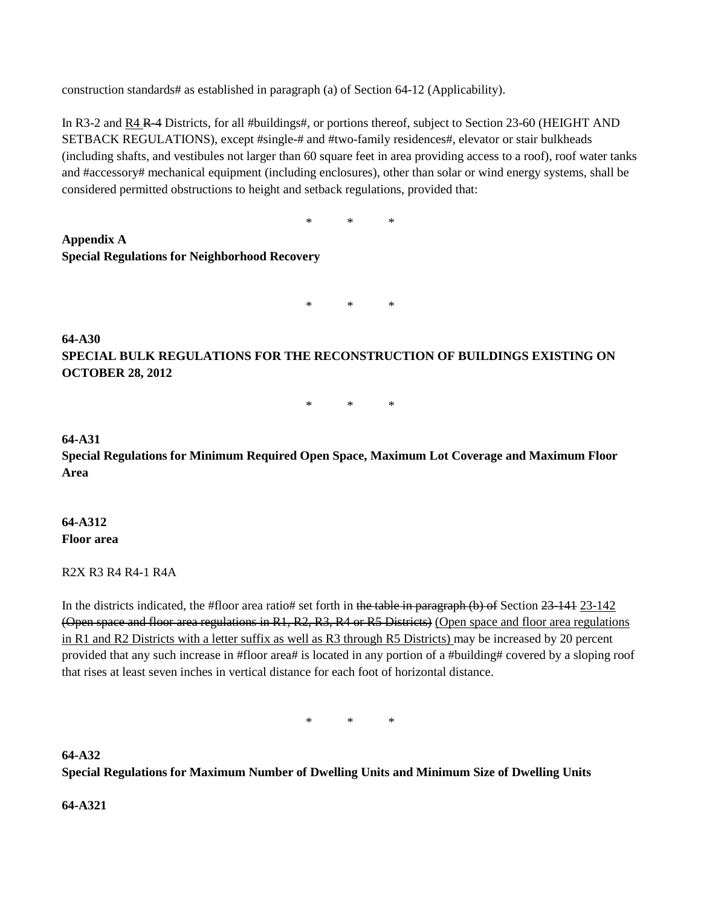construction standards# as established in paragraph (a) of Section 64-12 (Applicability).

In R3-2 and <u>R4</u> ~~R-4~~ Districts, for all #buildings#, or portions thereof, subject to Section 23-60 (HEIGHT AND SETBACK REGULATIONS), except #single-# and #two-family residences#, elevator or stair bulkheads (including shafts, and vestibules not larger than 60 square feet in area providing access to a roof), roof water tanks and #accessory# mechanical equipment (including enclosures), other than solar or wind energy systems, shall be considered permitted obstructions to height and setback regulations, provided that:

\*          \*          \*

**Appendix A**
**Special Regulations for Neighborhood Recovery**

\*          \*          \*

**64-A30**
**SPECIAL BULK REGULATIONS FOR THE RECONSTRUCTION OF BUILDINGS EXISTING ON OCTOBER 28, 2012**

\*          \*          \*

**64-A31**
**Special Regulations for Minimum Required Open Space, Maximum Lot Coverage and Maximum Floor Area**

**64-A312**
**Floor area**

R2X R3 R4 R4-1 R4A

In the districts indicated, the #floor area ratio# set forth in ~~the table in paragraph (b) of~~ Section ~~23-141~~ <u>23-142</u> ~~(Open space and floor area regulations in R1, R2, R3, R4 or R5 Districts)~~ <u>(Open space and floor area regulations in R1 and R2 Districts with a letter suffix as well as R3 through R5 Districts)</u> may be increased by 20 percent provided that any such increase in #floor area# is located in any portion of a #building# covered by a sloping roof that rises at least seven inches in vertical distance for each foot of horizontal distance.

\*          \*          \*

**64-A32**
**Special Regulations for Maximum Number of Dwelling Units and Minimum Size of Dwelling Units**

**64-A321**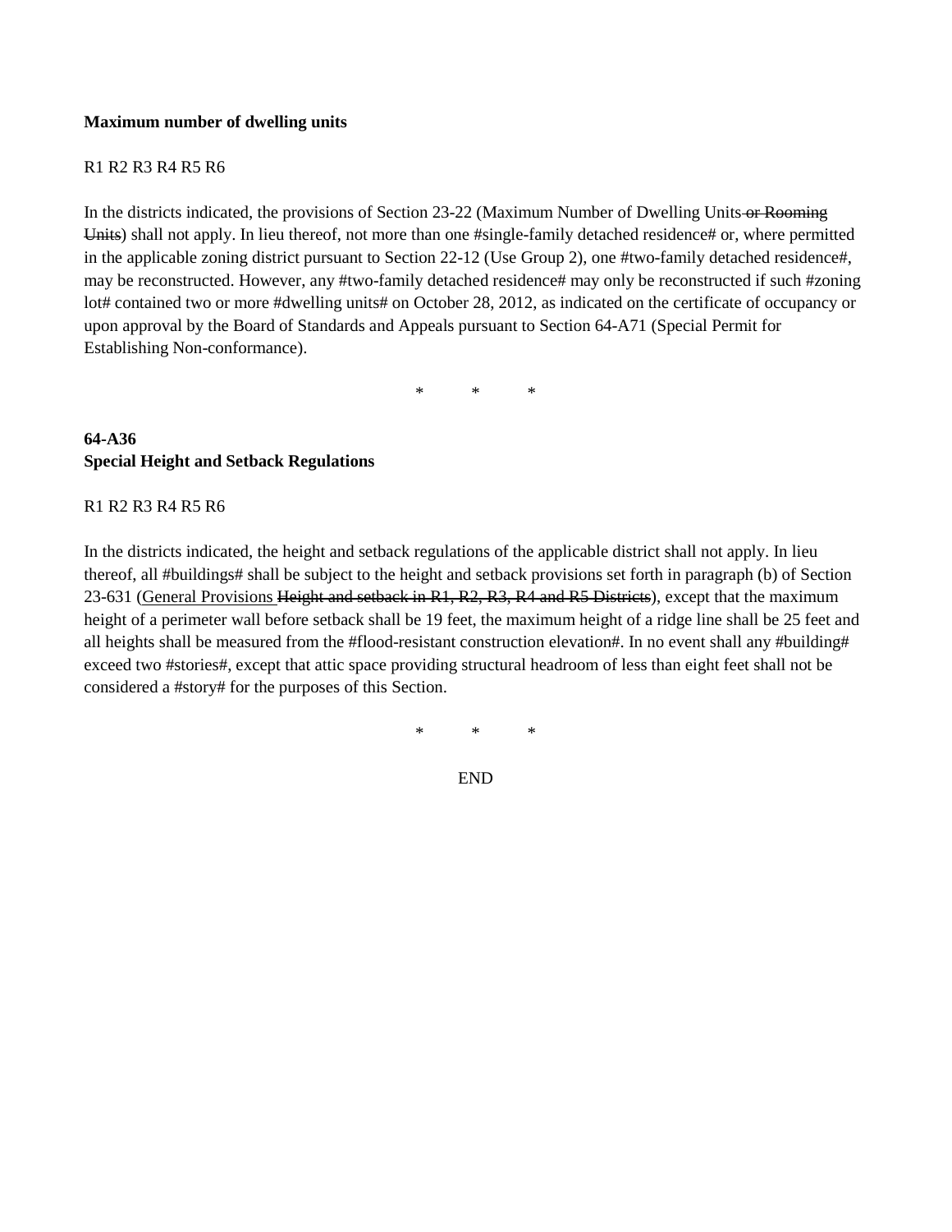**Maximum number of dwelling units**

R1 R2 R3 R4 R5 R6

In the districts indicated, the provisions of Section 23-22 (Maximum Number of Dwelling Units ~~or Rooming Units~~) shall not apply. In lieu thereof, not more than one #single-family detached residence# or, where permitted in the applicable zoning district pursuant to Section 22-12 (Use Group 2), one #two-family detached residence#, may be reconstructed. However, any #two-family detached residence# may only be reconstructed if such #zoning lot# contained two or more #dwelling units# on October 28, 2012, as indicated on the certificate of occupancy or upon approval by the Board of Standards and Appeals pursuant to Section 64-A71 (Special Permit for Establishing Non-conformance).

\*            \*            \*

**64-A36**
**Special Height and Setback Regulations**

R1 R2 R3 R4 R5 R6

In the districts indicated, the height and setback regulations of the applicable district shall not apply. In lieu thereof, all #buildings# shall be subject to the height and setback provisions set forth in paragraph (b) of Section 23-631 (<u>General Provisions</u> ~~Height and setback in R1, R2, R3, R4 and R5 Districts~~), except that the maximum height of a perimeter wall before setback shall be 19 feet, the maximum height of a ridge line shall be 25 feet and all heights shall be measured from the #flood-resistant construction elevation#. In no event shall any #building# exceed two #stories#, except that attic space providing structural headroom of less than eight feet shall not be considered a #story# for the purposes of this Section.

\*            \*            \*

END